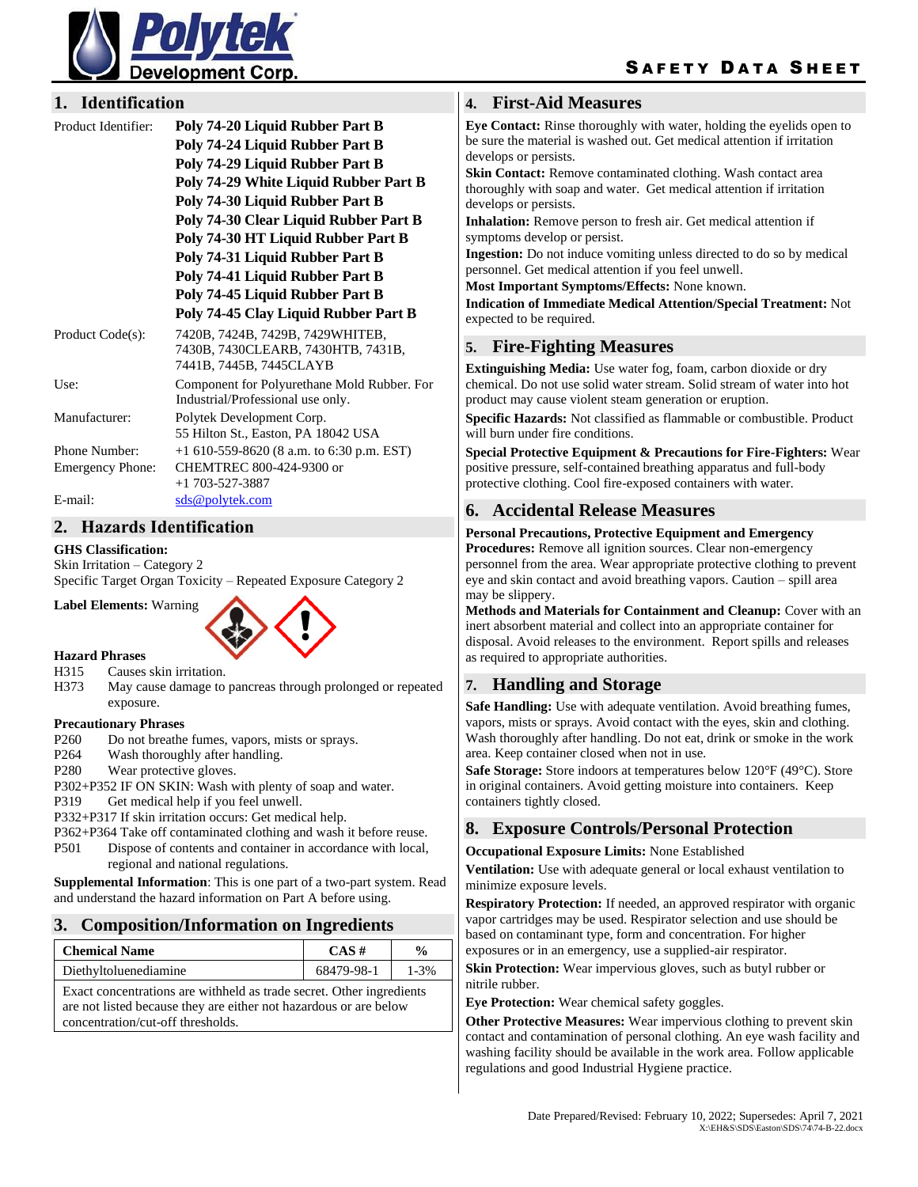# SAFETY DATA SHEET

Polytek Development Corp.

## 1. Identification

| | |
|---|---|
| Product Identifier: | **Poly 74-20 Liquid Rubber Part B**<br>**Poly 74-24 Liquid Rubber Part B**<br>**Poly 74-29 Liquid Rubber Part B**<br>**Poly 74-29 White Liquid Rubber Part B**<br>**Poly 74-30 Liquid Rubber Part B**<br>**Poly 74-30 Clear Liquid Rubber Part B**<br>**Poly 74-30 HT Liquid Rubber Part B**<br>**Poly 74-31 Liquid Rubber Part B**<br>**Poly 74-41 Liquid Rubber Part B**<br>**Poly 74-45 Liquid Rubber Part B**<br>**Poly 74-45 Clay Liquid Rubber Part B** |
| Product Code(s): | 7420B, 7424B, 7429B, 7429WHITEB, 7430B, 7430CLEARB, 7430HTB, 7431B, 7441B, 7445B, 7445CLAYB |
| Use: | Component for Polyurethane Mold Rubber. For Industrial/Professional use only. |
| Manufacturer: | Polytek Development Corp.<br>55 Hilton St., Easton, PA 18042 USA |
| Phone Number: | +1 610-559-8620 (8 a.m. to 6:30 p.m. EST) |
| Emergency Phone: | CHEMTREC 800-424-9300 or<br>+1 703-527-3887 |
| E-mail: | sds@polytek.com |

## 2. Hazards Identification

**GHS Classification:**
Skin Irritation – Category 2
Specific Target Organ Toxicity – Repeated Exposure Category 2

**Label Elements:** Warning

**Hazard Phrases**
- H315 Causes skin irritation.
- H373 May cause damage to pancreas through prolonged or repeated exposure.

**Precautionary Phrases**
- P260 Do not breathe fumes, vapors, mists or sprays.
- P264 Wash thoroughly after handling.
- P280 Wear protective gloves.
- P302+P352 IF ON SKIN: Wash with plenty of soap and water.
- P319 Get medical help if you feel unwell.
- P332+P317 If skin irritation occurs: Get medical help.
- P362+P364 Take off contaminated clothing and wash it before reuse.
- P501 Dispose of contents and container in accordance with local, regional and national regulations.

**Supplemental Information**: This is one part of a two-part system. Read and understand the hazard information on Part A before using.

## 3. Composition/Information on Ingredients

| Chemical Name | CAS # | % |
|---|---|---|
| Diethyltoluenediamine | 68479-98-1 | 1-3% |
| Exact concentrations are withheld as trade secret. Other ingredients are not listed because they are either not hazardous or are below concentration/cut-off thresholds. | | |

## 4. First-Aid Measures

**Eye Contact:** Rinse thoroughly with water, holding the eyelids open to be sure the material is washed out. Get medical attention if irritation develops or persists.
**Skin Contact:** Remove contaminated clothing. Wash contact area thoroughly with soap and water. Get medical attention if irritation develops or persists.
**Inhalation:** Remove person to fresh air. Get medical attention if symptoms develop or persist.
**Ingestion:** Do not induce vomiting unless directed to do so by medical personnel. Get medical attention if you feel unwell.
**Most Important Symptoms/Effects:** None known.
**Indication of Immediate Medical Attention/Special Treatment:** Not expected to be required.

## 5. Fire-Fighting Measures

**Extinguishing Media:** Use water fog, foam, carbon dioxide or dry chemical. Do not use solid water stream. Solid stream of water into hot product may cause violent steam generation or eruption.

**Specific Hazards:** Not classified as flammable or combustible. Product will burn under fire conditions.

**Special Protective Equipment & Precautions for Fire-Fighters:** Wear positive pressure, self-contained breathing apparatus and full-body protective clothing. Cool fire-exposed containers with water.

## 6. Accidental Release Measures

**Personal Precautions, Protective Equipment and Emergency Procedures:** Remove all ignition sources. Clear non-emergency personnel from the area. Wear appropriate protective clothing to prevent eye and skin contact and avoid breathing vapors. Caution – spill area may be slippery.
**Methods and Materials for Containment and Cleanup:** Cover with an inert absorbent material and collect into an appropriate container for disposal. Avoid releases to the environment. Report spills and releases as required to appropriate authorities.

## 7. Handling and Storage

**Safe Handling:** Use with adequate ventilation. Avoid breathing fumes, vapors, mists or sprays. Avoid contact with the eyes, skin and clothing. Wash thoroughly after handling. Do not eat, drink or smoke in the work area. Keep container closed when not in use.
**Safe Storage:** Store indoors at temperatures below 120°F (49°C). Store in original containers. Avoid getting moisture into containers. Keep containers tightly closed.

## 8. Exposure Controls/Personal Protection

**Occupational Exposure Limits:** None Established

**Ventilation:** Use with adequate general or local exhaust ventilation to minimize exposure levels.

**Respiratory Protection:** If needed, an approved respirator with organic vapor cartridges may be used. Respirator selection and use should be based on contaminant type, form and concentration. For higher exposures or in an emergency, use a supplied-air respirator.

**Skin Protection:** Wear impervious gloves, such as butyl rubber or nitrile rubber.

**Eye Protection:** Wear chemical safety goggles.

**Other Protective Measures:** Wear impervious clothing to prevent skin contact and contamination of personal clothing. An eye wash facility and washing facility should be available in the work area. Follow applicable regulations and good Industrial Hygiene practice.

Date Prepared/Revised: February 10, 2022; Supersedes: April 7, 2021
X:\EH&S\SDS\Easton\SDS\74\74-B-22.docx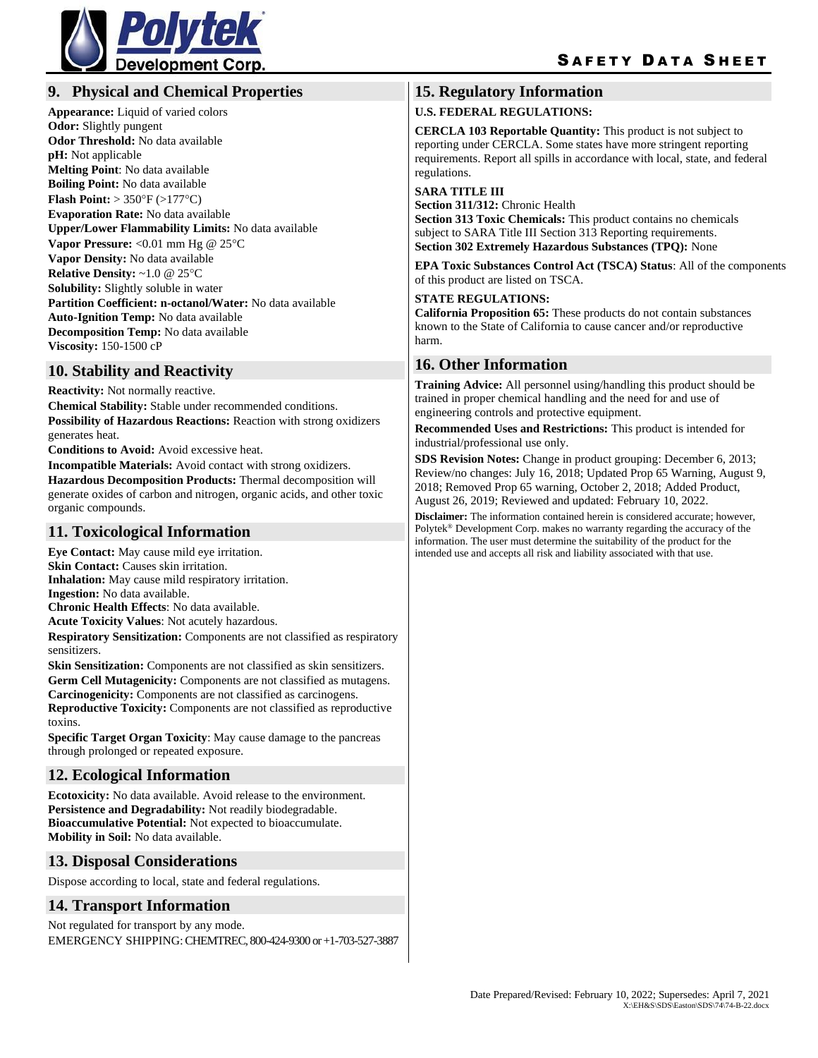## 9. Physical and Chemical Properties

**Appearance:** Liquid of varied colors
**Odor:** Slightly pungent
**Odor Threshold:** No data available
**pH:** Not applicable
**Melting Point**: No data available
**Boiling Point:** No data available
**Flash Point:** > 350°F (>177°C)
**Evaporation Rate:** No data available
**Upper/Lower Flammability Limits:** No data available
**Vapor Pressure:** <0.01 mm Hg @ 25°C
**Vapor Density:** No data available
**Relative Density:** ~1.0 @ 25°C
**Solubility:** Slightly soluble in water
**Partition Coefficient: n-octanol/Water:** No data available
**Auto-Ignition Temp:** No data available
**Decomposition Temp:** No data available
**Viscosity:** 150-1500 cP

## 10. Stability and Reactivity

**Reactivity:** Not normally reactive.
**Chemical Stability:** Stable under recommended conditions.
**Possibility of Hazardous Reactions:** Reaction with strong oxidizers generates heat.
**Conditions to Avoid:** Avoid excessive heat.
**Incompatible Materials:** Avoid contact with strong oxidizers.
**Hazardous Decomposition Products:** Thermal decomposition will generate oxides of carbon and nitrogen, organic acids, and other toxic organic compounds.

## 11. Toxicological Information

**Eye Contact:** May cause mild eye irritation.
**Skin Contact:** Causes skin irritation.
**Inhalation:** May cause mild respiratory irritation.
**Ingestion:** No data available.
**Chronic Health Effects**: No data available.
**Acute Toxicity Values**: Not acutely hazardous.
**Respiratory Sensitization:** Components are not classified as respiratory sensitizers.
**Skin Sensitization:** Components are not classified as skin sensitizers.
**Germ Cell Mutagenicity:** Components are not classified as mutagens.
**Carcinogenicity:** Components are not classified as carcinogens.
**Reproductive Toxicity:** Components are not classified as reproductive toxins.
**Specific Target Organ Toxicity**: May cause damage to the pancreas through prolonged or repeated exposure.

## 12. Ecological Information

**Ecotoxicity:** No data available. Avoid release to the environment.
**Persistence and Degradability:** Not readily biodegradable.
**Bioaccumulative Potential:** Not expected to bioaccumulate.
**Mobility in Soil:** No data available.

## 13. Disposal Considerations

Dispose according to local, state and federal regulations.

## 14. Transport Information

Not regulated for transport by any mode.
EMERGENCY SHIPPING: CHEMTREC, 800-424-9300 or +1-703-527-3887

## 15. Regulatory Information

**U.S. FEDERAL REGULATIONS:**

**CERCLA 103 Reportable Quantity:** This product is not subject to reporting under CERCLA. Some states have more stringent reporting requirements. Report all spills in accordance with local, state, and federal regulations.

**SARA TITLE III**
**Section 311/312:** Chronic Health
**Section 313 Toxic Chemicals:** This product contains no chemicals subject to SARA Title III Section 313 Reporting requirements.
**Section 302 Extremely Hazardous Substances (TPQ):** None

**EPA Toxic Substances Control Act (TSCA) Status**: All of the components of this product are listed on TSCA.

**STATE REGULATIONS:**
**California Proposition 65:** These products do not contain substances known to the State of California to cause cancer and/or reproductive harm.

## 16. Other Information

**Training Advice:** All personnel using/handling this product should be trained in proper chemical handling and the need for and use of engineering controls and protective equipment.

**Recommended Uses and Restrictions:** This product is intended for industrial/professional use only.

**SDS Revision Notes:** Change in product grouping: December 6, 2013; Review/no changes: July 16, 2018; Updated Prop 65 Warning, August 9, 2018; Removed Prop 65 warning, October 2, 2018; Added Product, August 26, 2019; Reviewed and updated: February 10, 2022.

**Disclaimer:** The information contained herein is considered accurate; however, Polytek® Development Corp. makes no warranty regarding the accuracy of the information. The user must determine the suitability of the product for the intended use and accepts all risk and liability associated with that use.

Date Prepared/Revised: February 10, 2022; Supersedes: April 7, 2021
X:\EH&S\SDS\Easton\SDS\74\74-B-22.docx